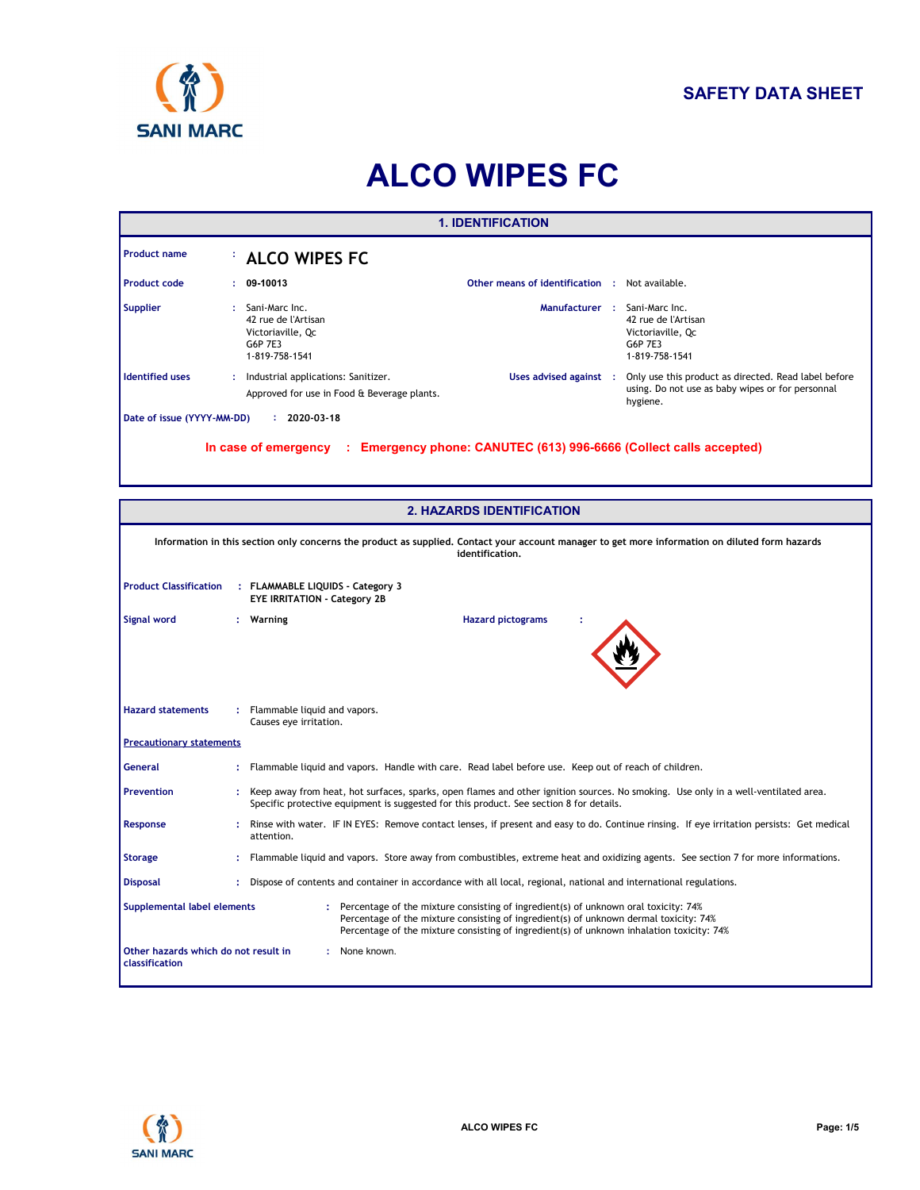SAFETY DATA SHEET

# ALCO WIPES FC

## 1. IDENTIFICATION

**Product name** : ALCO WIPES FC

**Product code** : 09-10013

**Other means of identification** : Not available.

**Supplier** : Sani-Marc Inc.
42 rue de l'Artisan
Victoriaville, Qc
G6P 7E3
1-819-758-1541

**Manufacturer** : Sani-Marc Inc.
42 rue de l'Artisan
Victoriaville, Qc
G6P 7E3
1-819-758-1541

**Identified uses** : Industrial applications: Sanitizer.
Approved for use in Food & Beverage plants.

**Uses advised against** : Only use this product as directed. Read label before using. Do not use as baby wipes or for personnal hygiene.

**Date of issue (YYYY-MM-DD)** : 2020-03-18

**In case of emergency : Emergency phone: CANUTEC (613) 996-6666 (Collect calls accepted)**

## 2. HAZARDS IDENTIFICATION

**Information in this section only concerns the product as supplied. Contact your account manager to get more information on diluted form hazards identification.**

**Product Classification** : **FLAMMABLE LIQUIDS - Category 3**
**EYE IRRITATION - Category 2B**

**Signal word** : **Warning**

**Hazard pictograms** :

**Hazard statements** : Flammable liquid and vapors.
Causes eye irritation.

**Precautionary statements**

**General** : Flammable liquid and vapors. Handle with care. Read label before use. Keep out of reach of children.

**Prevention** : Keep away from heat, hot surfaces, sparks, open flames and other ignition sources. No smoking. Use only in a well-ventilated area. Specific protective equipment is suggested for this product. See section 8 for details.

**Response** : Rinse with water. IF IN EYES: Remove contact lenses, if present and easy to do. Continue rinsing. If eye irritation persists: Get medical attention.

**Storage** : Flammable liquid and vapors. Store away from combustibles, extreme heat and oxidizing agents. See section 7 for more informations.

**Disposal** : Dispose of contents and container in accordance with all local, regional, national and international regulations.

**Supplemental label elements** : Percentage of the mixture consisting of ingredient(s) of unknown oral toxicity: 74%
Percentage of the mixture consisting of ingredient(s) of unknown dermal toxicity: 74%
Percentage of the mixture consisting of ingredient(s) of unknown inhalation toxicity: 74%

**Other hazards which do not result in classification** : None known.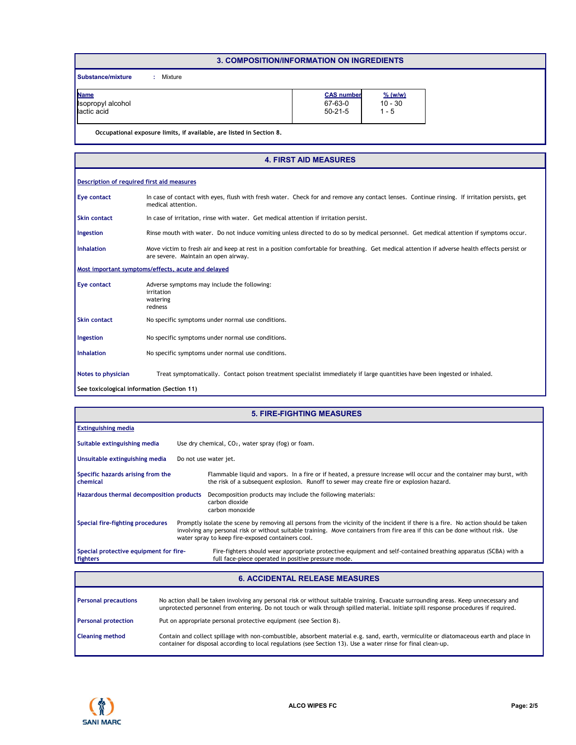## 3. COMPOSITION/INFORMATION ON INGREDIENTS

**Substance/mixture** : Mixture

| Name | CAS number | % (w/w) |
|---|---|---|
| Isopropyl alcohol | 67-63-0 | 10 - 30 |
| lactic acid | 50-21-5 | 1 - 5 |

**Occupational exposure limits, if available, are listed in Section 8.**

## 4. FIRST AID MEASURES

**Description of required first aid measures**

**Eye contact** In case of contact with eyes, flush with fresh water. Check for and remove any contact lenses. Continue rinsing. If irritation persists, get medical attention.

**Skin contact** In case of irritation, rinse with water. Get medical attention if irritation persist.

**Ingestion** Rinse mouth with water. Do not induce vomiting unless directed to do so by medical personnel. Get medical attention if symptoms occur.

**Inhalation** Move victim to fresh air and keep at rest in a position comfortable for breathing. Get medical attention if adverse health effects persist or are severe. Maintain an open airway.

**Most important symptoms/effects, acute and delayed**

**Eye contact** Adverse symptoms may include the following:
irritation
watering
redness

**Skin contact** No specific symptoms under normal use conditions.

**Ingestion** No specific symptoms under normal use conditions.

**Inhalation** No specific symptoms under normal use conditions.

**Notes to physician** Treat symptomatically. Contact poison treatment specialist immediately if large quantities have been ingested or inhaled.

**See toxicological information (Section 11)**

## 5. FIRE-FIGHTING MEASURES

**Extinguishing media**

**Suitable extinguishing media** Use dry chemical, $CO_2$, water spray (fog) or foam.

**Unsuitable extinguishing media** Do not use water jet.

**Specific hazards arising from the chemical** Flammable liquid and vapors. In a fire or if heated, a pressure increase will occur and the container may burst, with the risk of a subsequent explosion. Runoff to sewer may create fire or explosion hazard.

**Hazardous thermal decomposition products** Decomposition products may include the following materials:
carbon dioxide
carbon monoxide

**Special fire-fighting procedures** Promptly isolate the scene by removing all persons from the vicinity of the incident if there is a fire. No action should be taken involving any personal risk or without suitable training. Move containers from fire area if this can be done without risk. Use water spray to keep fire-exposed containers cool.

**Special protective equipment for fire-fighters** Fire-fighters should wear appropriate protective equipment and self-contained breathing apparatus (SCBA) with a full face-piece operated in positive pressure mode.

## 6. ACCIDENTAL RELEASE MEASURES

**Personal precautions** No action shall be taken involving any personal risk or without suitable training. Evacuate surrounding areas. Keep unnecessary and unprotected personnel from entering. Do not touch or walk through spilled material. Initiate spill response procedures if required.

**Personal protection** Put on appropriate personal protective equipment (see Section 8).

**Cleaning method** Contain and collect spillage with non-combustible, absorbent material e.g. sand, earth, vermiculite or diatomaceous earth and place in container for disposal according to local regulations (see Section 13). Use a water rinse for final clean-up.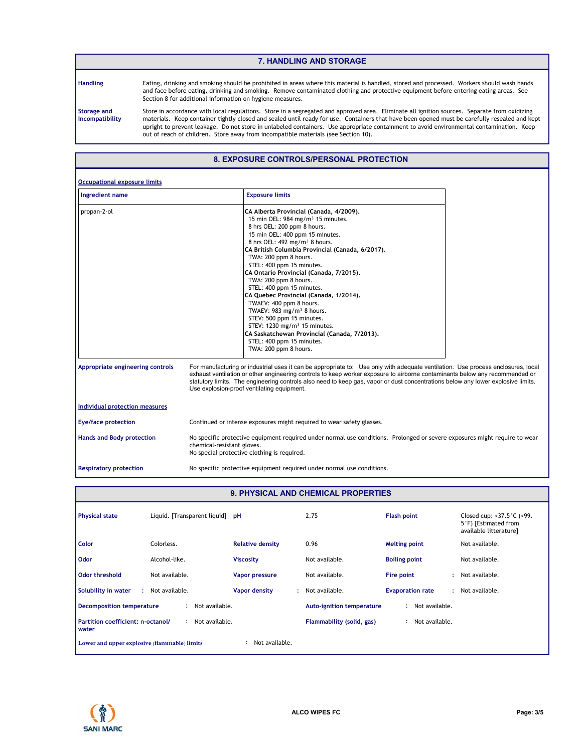## 7. HANDLING AND STORAGE

**Handling**

Eating, drinking and smoking should be prohibited in areas where this material is handled, stored and processed. Workers should wash hands and face before eating, drinking and smoking. Remove contaminated clothing and protective equipment before entering eating areas. See Section 8 for additional information on hygiene measures.

**Storage and Incompatibility**

Store in accordance with local regulations. Store in a segregated and approved area. Eliminate all ignition sources. Separate from oxidizing materials. Keep container tightly closed and sealed until ready for use. Containers that have been opened must be carefully resealed and kept upright to prevent leakage. Do not store in unlabeled containers. Use appropriate containment to avoid environmental contamination. Keep out of reach of children. Store away from incompatible materials (see Section 10).

## 8. EXPOSURE CONTROLS/PERSONAL PROTECTION

**Occupational exposure limits**

| Ingredient name | Exposure limits |
|---|---|
| propan-2-ol | **CA Alberta Provincial (Canada, 4/2009).**<br>15 min OEL: 984 mg/m³ 15 minutes.<br>8 hrs OEL: 200 ppm 8 hours.<br>15 min OEL: 400 ppm 15 minutes.<br>8 hrs OEL: 492 mg/m³ 8 hours.<br>**CA British Columbia Provincial (Canada, 6/2017).**<br>TWA: 200 ppm 8 hours.<br>STEL: 400 ppm 15 minutes.<br>**CA Ontario Provincial (Canada, 7/2015).**<br>TWA: 200 ppm 8 hours.<br>STEL: 400 ppm 15 minutes.<br>**CA Quebec Provincial (Canada, 1/2014).**<br>TWAEV: 400 ppm 8 hours.<br>TWAEV: 983 mg/m³ 8 hours.<br>STEV: 500 ppm 15 minutes.<br>STEV: 1230 mg/m³ 15 minutes.<br>**CA Saskatchewan Provincial (Canada, 7/2013).**<br>STEL: 400 ppm 15 minutes.<br>TWA: 200 ppm 8 hours. |

**Appropriate engineering controls**

For manufacturing or industrial uses it can be appropriate to: Use only with adequate ventilation. Use process enclosures, local exhaust ventilation or other engineering controls to keep worker exposure to airborne contaminants below any recommended or statutory limits. The engineering controls also need to keep gas, vapor or dust concentrations below any lower explosive limits. Use explosion-proof ventilating equipment.

**Individual protection measures**

**Eye/face protection**

Continued or intense exposures might required to wear safety glasses.

**Hands and Body protection**

No specific protective equipment required under normal use conditions. Prolonged or severe exposures might require to wear chemical-resistant gloves.
No special protective clothing is required.

**Respiratory protection**

No specific protective equipment required under normal use conditions.

## 9. PHYSICAL AND CHEMICAL PROPERTIES

| | | | | | |
|---|---|---|---|---|---|
| **Physical state** | Liquid. [Transparent liquid] | **pH** | 2.75 | **Flash point** | Closed cup: <37.5°C (<99.5°F) [Estimated from available litterature] |
| **Color** | Colorless. | **Relative density** | 0.96 | **Melting point** | Not available. |
| **Odor** | Alcohol-like. | **Viscosity** | Not available. | **Boiling point** | Not available. |
| **Odor threshold** | Not available. | **Vapor pressure** | Not available. | **Fire point** | Not available. |
| **Solubility in water** | Not available. | **Vapor density** | Not available. | **Evaporation rate** | Not available. |

**Decomposition temperature** : Not available.

**Auto-ignition temperature** : Not available.

**Partition coefficient: n-octanol/water** : Not available.

**Flammability (solid, gas)** : Not available.

**Lower and upper explosive (flammable) limits** : Not available.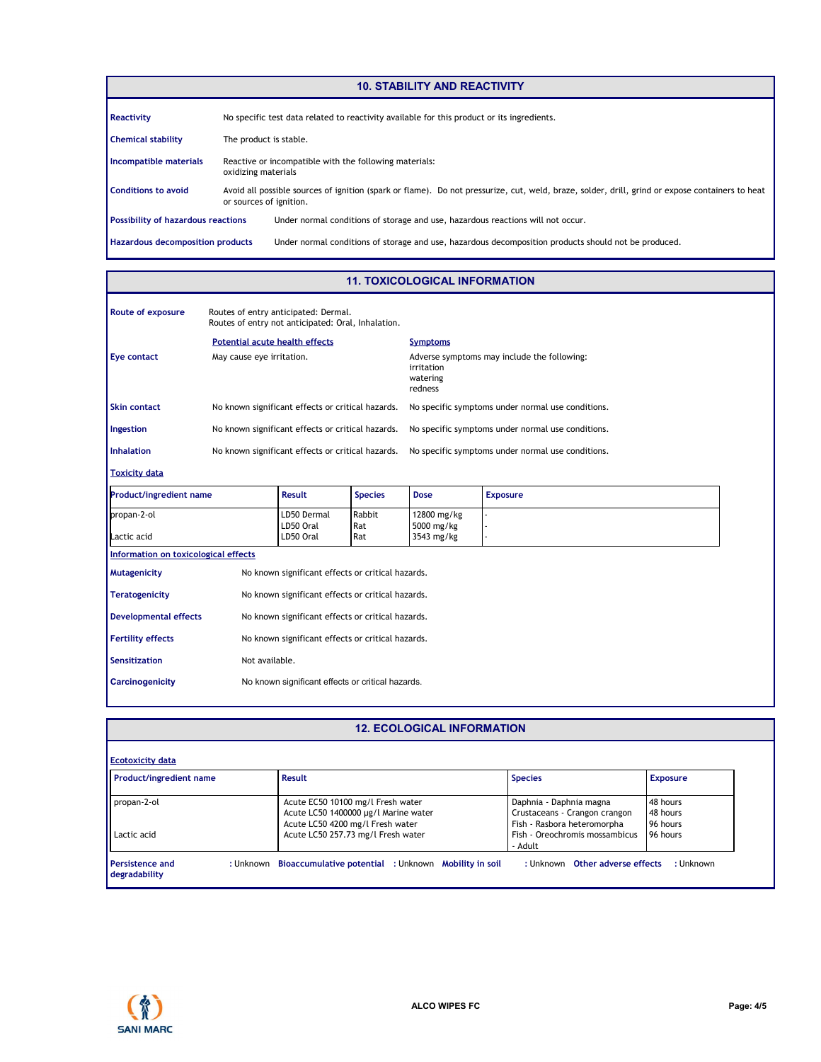## 10. STABILITY AND REACTIVITY

**Reactivity**: No specific test data related to reactivity available for this product or its ingredients.

**Chemical stability**: The product is stable.

**Incompatible materials**: Reactive or incompatible with the following materials:
oxidizing materials

**Conditions to avoid**: Avoid all possible sources of ignition (spark or flame). Do not pressurize, cut, weld, braze, solder, drill, grind or expose containers to heat or sources of ignition.

**Possibility of hazardous reactions**: Under normal conditions of storage and use, hazardous reactions will not occur.

**Hazardous decomposition products**: Under normal conditions of storage and use, hazardous decomposition products should not be produced.

## 11. TOXICOLOGICAL INFORMATION

**Route of exposure**: Routes of entry anticipated: Dermal.
Routes of entry not anticipated: Oral, Inhalation.

| | Potential acute health effects | Symptoms |
|---|---|---|
| **Eye contact** | May cause eye irritation. | Adverse symptoms may include the following:<br>irritation<br>watering<br>redness |
| **Skin contact** | No known significant effects or critical hazards. | No specific symptoms under normal use conditions. |
| **Ingestion** | No known significant effects or critical hazards. | No specific symptoms under normal use conditions. |
| **Inhalation** | No known significant effects or critical hazards. | No specific symptoms under normal use conditions. |

**Toxicity data**

| Product/ingredient name | Result | Species | Dose | Exposure |
|---|---|---|---|---|
| propan-2-ol | LD50 Dermal | Rabbit | 12800 mg/kg | - |
| | LD50 Oral | Rat | 5000 mg/kg | - |
| Lactic acid | LD50 Oral | Rat | 3543 mg/kg | - |

**Information on toxicological effects**

**Mutagenicity**: No known significant effects or critical hazards.

**Teratogenicity**: No known significant effects or critical hazards.

**Developmental effects**: No known significant effects or critical hazards.

**Fertility effects**: No known significant effects or critical hazards.

**Sensitization**: Not available.

**Carcinogenicity**: No known significant effects or critical hazards.

## 12. ECOLOGICAL INFORMATION

**Ecotoxicity data**

| Product/ingredient name | Result | Species | Exposure |
|---|---|---|---|
| propan-2-ol | Acute EC50 10100 mg/l Fresh water | Daphnia - Daphnia magna | 48 hours |
| | Acute LC50 1400000 µg/l Marine water | Crustaceans - Crangon crangon | 48 hours |
| | Acute LC50 4200 mg/l Fresh water | Fish - Rasbora heteromorpha | 96 hours |
| Lactic acid | Acute LC50 257.73 mg/l Fresh water | Fish - Oreochromis mossambicus - Adult | 96 hours |

**Persistence and degradability**: Unknown **Bioaccumulative potential**: Unknown **Mobility in soil**: Unknown **Other adverse effects**: Unknown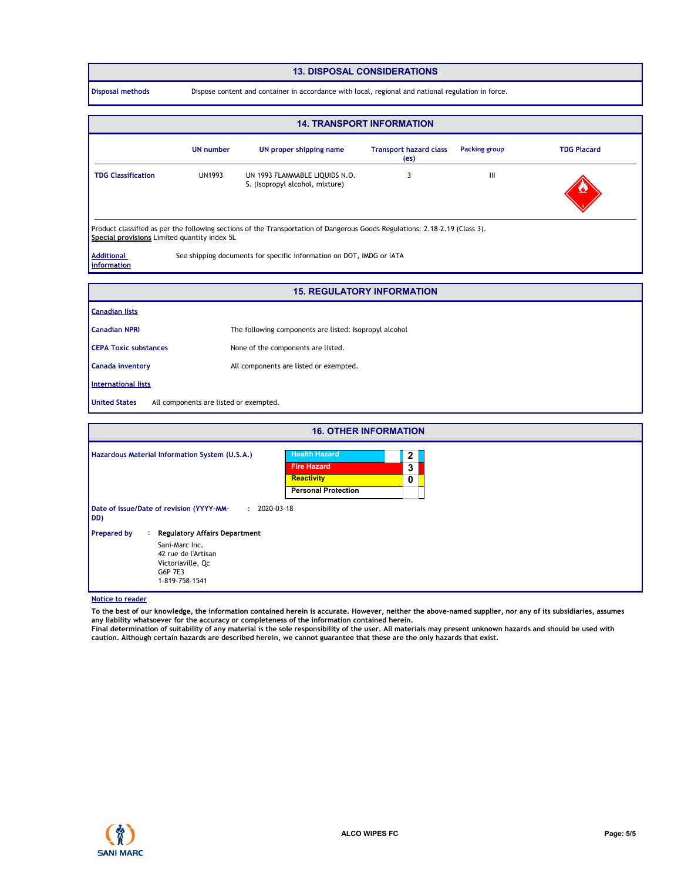## 13. DISPOSAL CONSIDERATIONS

**Disposal methods** Dispose content and container in accordance with local, regional and national regulation in force.

## 14. TRANSPORT INFORMATION

| | UN number | UN proper shipping name | Transport hazard class (es) | Packing group | TDG Placard |
|---|---|---|---|---|---|
| **TDG Classification** | UN1993 | UN 1993 FLAMMABLE LIQUIDS N.O. S. (Isopropyl alcohol, mixture) | 3 | III | |

Product classified as per the following sections of the Transportation of Dangerous Goods Regulations: 2.18-2.19 (Class 3).
**Special provisions** Limited quantity index 5L

**Additional information** See shipping documents for specific information on DOT, IMDG or IATA

## 15. REGULATORY INFORMATION

**Canadian lists**

**Canadian NPRI** The following components are listed: Isopropyl alcohol

**CEPA Toxic substances** None of the components are listed.

**Canada inventory** All components are listed or exempted.

**International lists**

**United States** All components are listed or exempted.

## 16. OTHER INFORMATION

**Hazardous Material Information System (U.S.A.)**

| | |
|---|---|
| Health Hazard | 2 |
| Fire Hazard | 3 |
| Reactivity | 0 |
| Personal Protection | |

**Date of issue/Date of revision (YYYY-MM-DD)** : 2020-03-18

**Prepared by** : **Regulatory Affairs Department**
Sani-Marc Inc.
42 rue de l'Artisan
Victoriaville, Qc
G6P 7E3
1-819-758-1541

**Notice to reader**

**To the best of our knowledge, the information contained herein is accurate. However, neither the above-named supplier, nor any of its subsidiaries, assumes any liability whatsoever for the accuracy or completeness of the information contained herein.**
**Final determination of suitability of any material is the sole responsibility of the user. All materials may present unknown hazards and should be used with caution. Although certain hazards are described herein, we cannot guarantee that these are the only hazards that exist.**